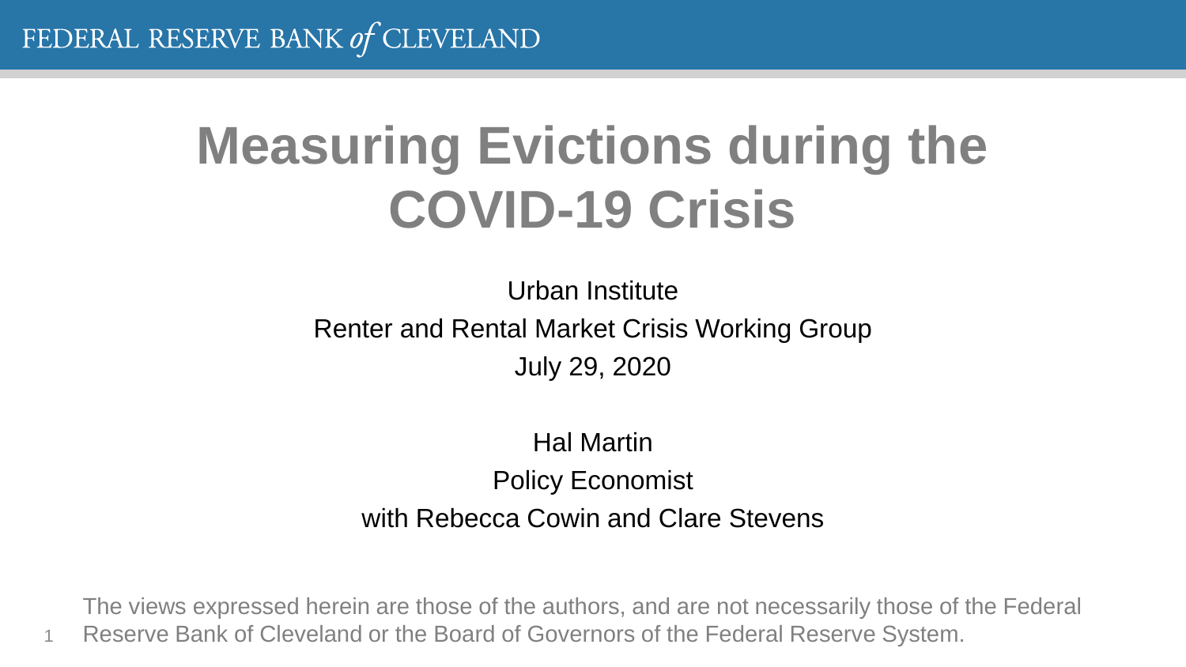FEDERAL RESERVE BANK *of* CLEVELAND

# Measuring Evictions during the COVID-19 Crisis

Urban Institute

Renter and Rental Market Crisis Working Group

July 29, 2020

Hal Martin

Policy Economist

with Rebecca Cowin and Clare Stevens

The views expressed herein are those of the authors, and are not necessarily those of the Federal Reserve Bank of Cleveland or the Board of Governors of the Federal Reserve System.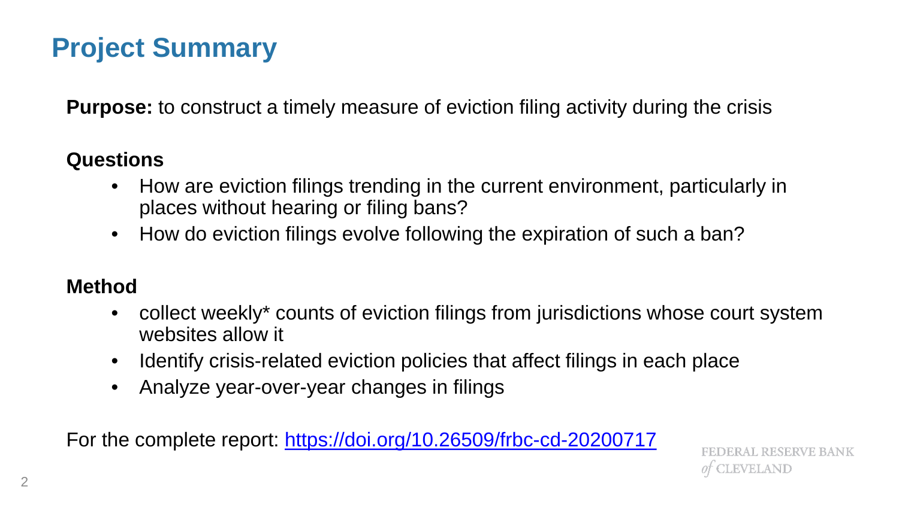# Project Summary

**Purpose:** to construct a timely measure of eviction filing activity during the crisis

**Questions**

- How are eviction filings trending in the current environment, particularly in places without hearing or filing bans?
- How do eviction filings evolve following the expiration of such a ban?

**Method**

- collect weekly* counts of eviction filings from jurisdictions whose court system websites allow it
- Identify crisis-related eviction policies that affect filings in each place
- Analyze year-over-year changes in filings

For the complete report: [https://doi.org/10.26509/frbc-cd-20200717](https://doi.org/10.26509/frbc-cd-20200717)

FEDERAL RESERVE BANK of CLEVELAND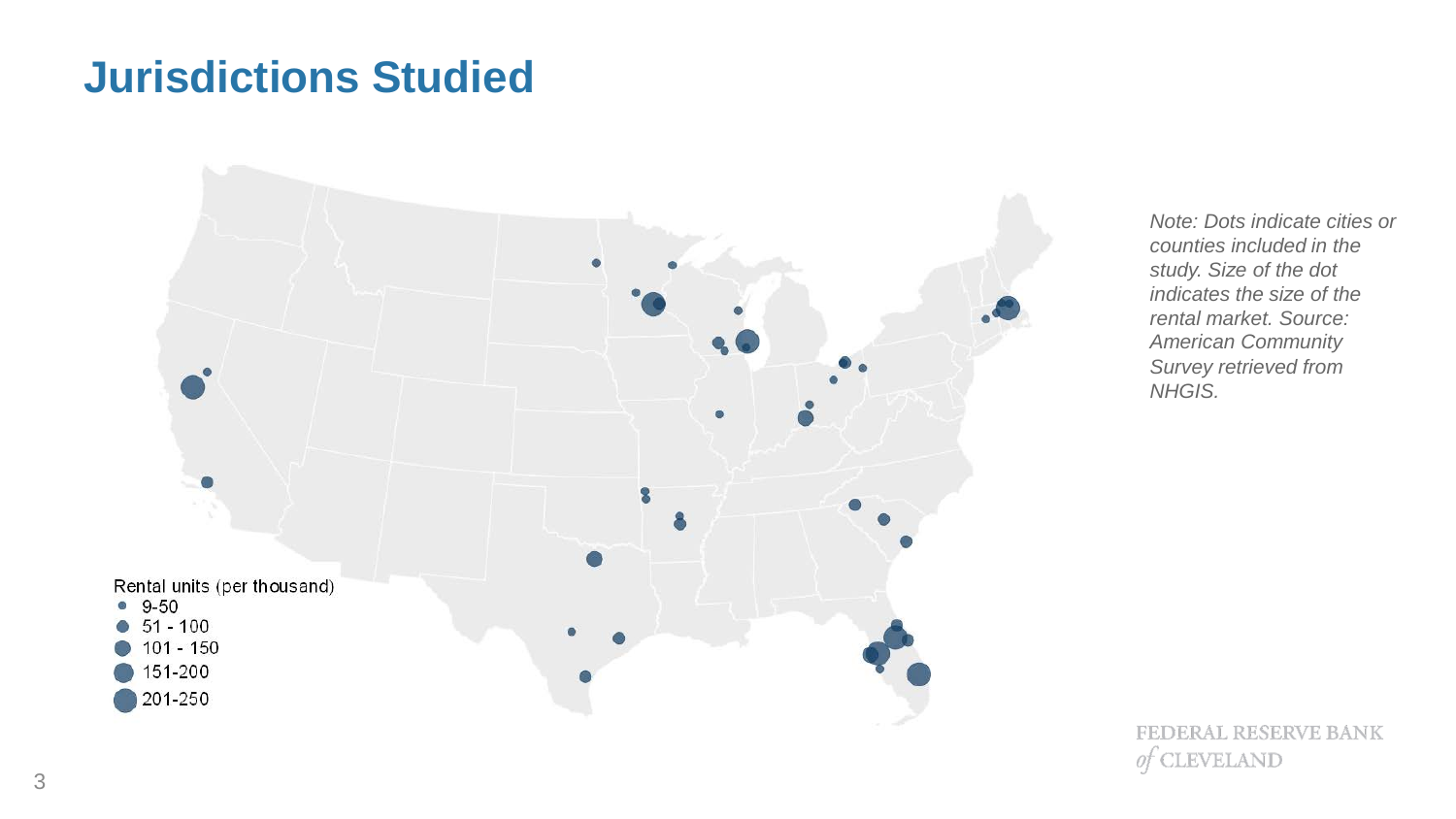# Jurisdictions Studied

Rental units (per thousand)
- 9-50
- 51 - 100
- 101 - 150
- 151-200
- 201-250

*Note: Dots indicate cities or counties included in the study. Size of the dot indicates the size of the rental market. Source: American Community Survey retrieved from NHGIS.*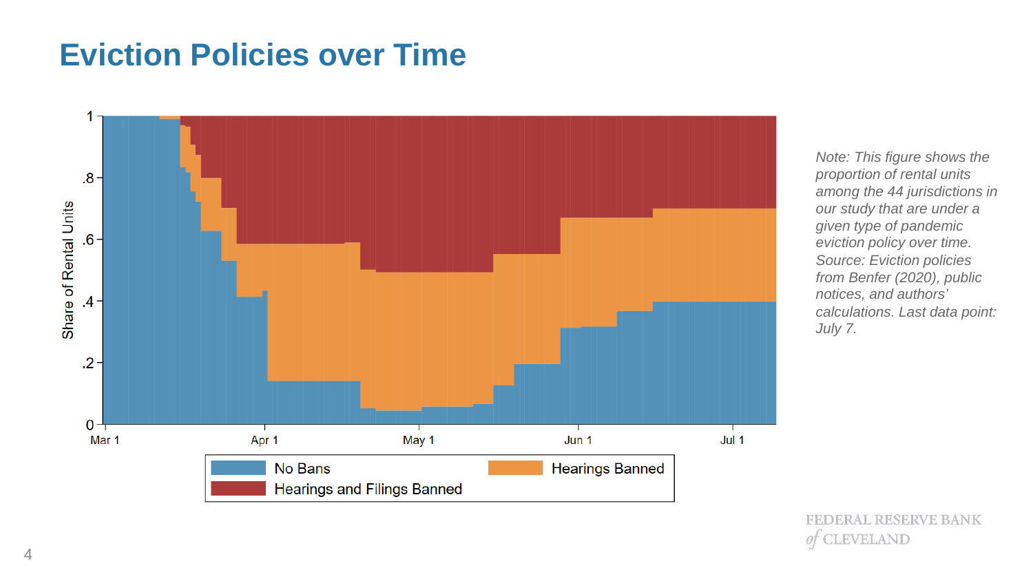# Eviction Policies over Time

*Note: This figure shows the proportion of rental units among the 44 jurisdictions in our study that are under a given type of pandemic eviction policy over time. Source: Eviction policies from Benfer (2020), public notices, and authors' calculations. Last data point: July 7.*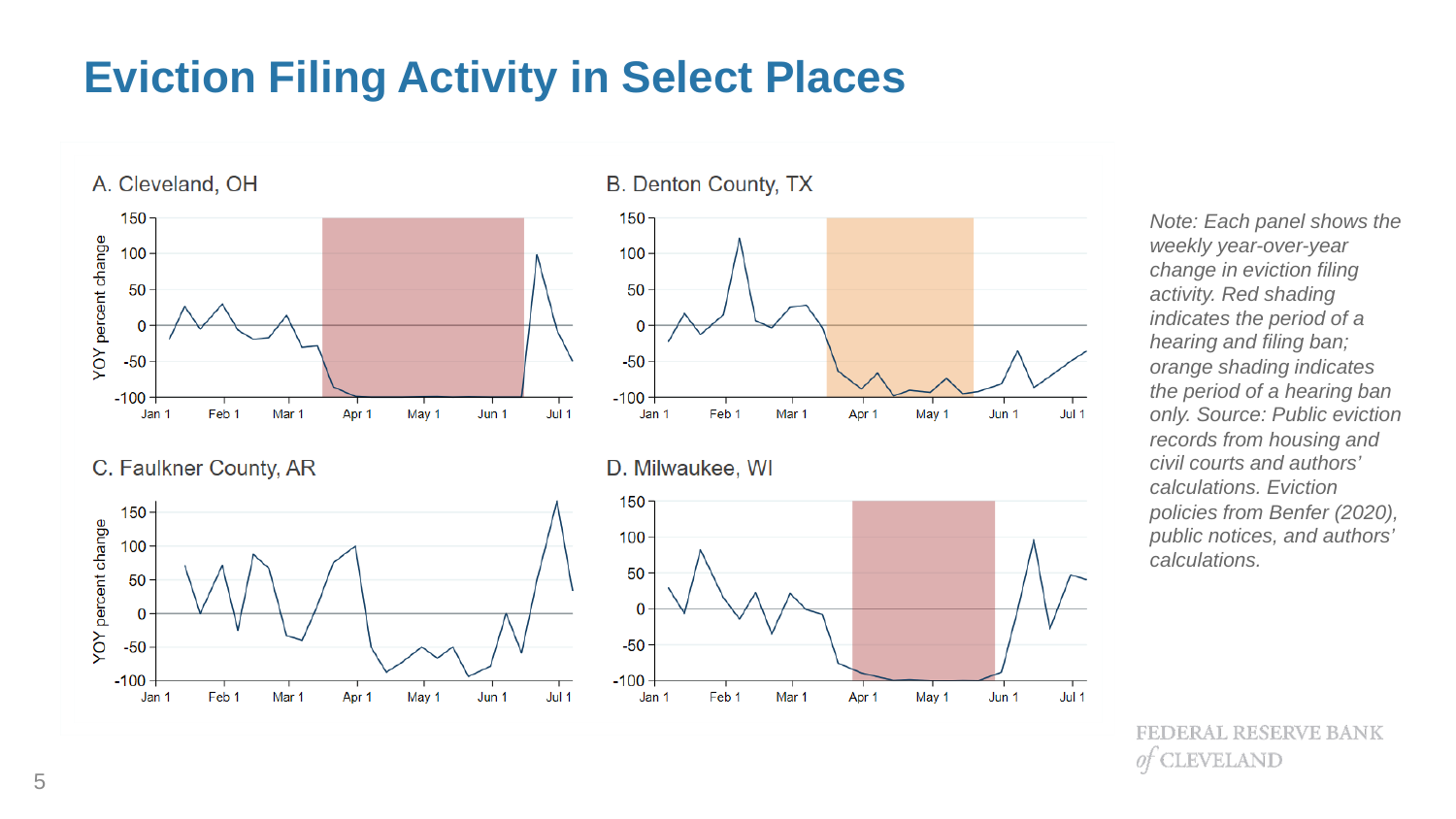# Eviction Filing Activity in Select Places

A. Cleveland, OH

B. Denton County, TX

C. Faulkner County, AR

D. Milwaukee, WI

*Note: Each panel shows the weekly year-over-year change in eviction filing activity. Red shading indicates the period of a hearing and filing ban; orange shading indicates the period of a hearing ban only. Source: Public eviction records from housing and civil courts and authors' calculations. Eviction policies from Benfer (2020), public notices, and authors' calculations.*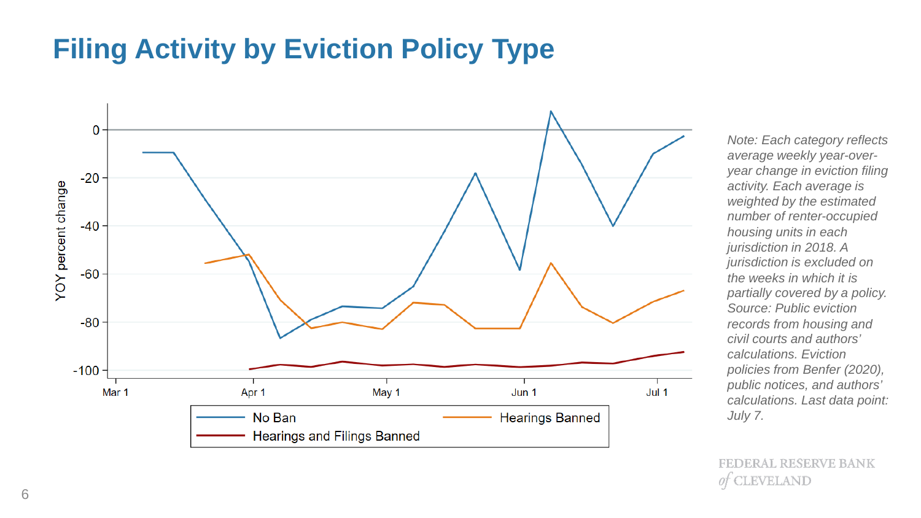# Filing Activity by Eviction Policy Type

*Note: Each category reflects average weekly year-over-year change in eviction filing activity. Each average is weighted by the estimated number of renter-occupied housing units in each jurisdiction in 2018. A jurisdiction is excluded on the weeks in which it is partially covered by a policy. Source: Public eviction records from housing and civil courts and authors' calculations. Eviction policies from Benfer (2020), public notices, and authors' calculations. Last data point: July 7.*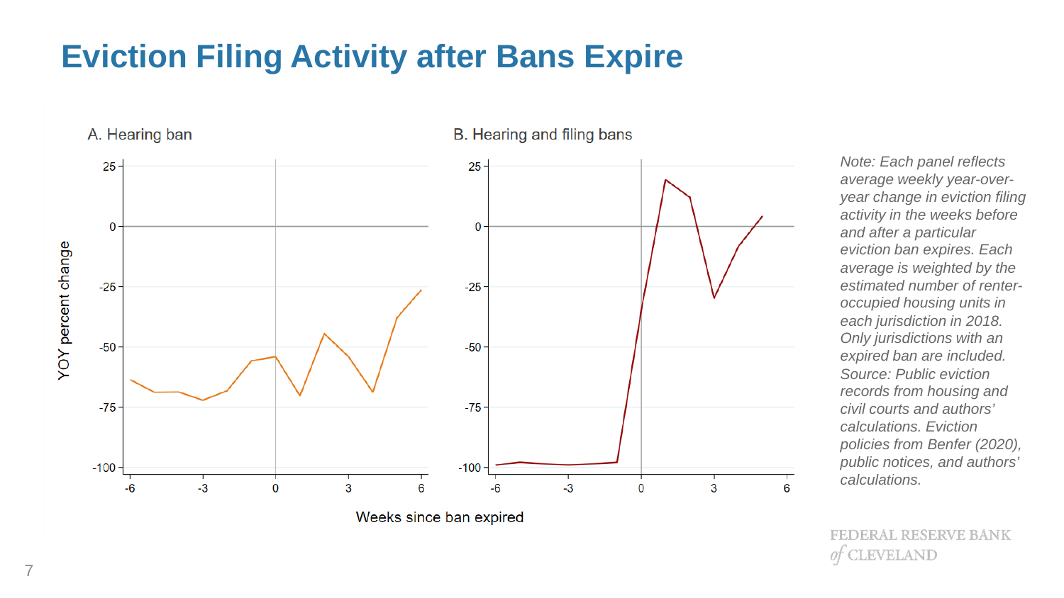# Eviction Filing Activity after Bans Expire

A. Hearing ban

B. Hearing and filing bans

YOY percent change

25

0

-25

-50

-75

-100

-6 -3 0 3 6

Weeks since ban expired

*Note: Each panel reflects average weekly year-over-year change in eviction filing activity in the weeks before and after a particular eviction ban expires. Each average is weighted by the estimated number of renter-occupied housing units in each jurisdiction in 2018. Only jurisdictions with an expired ban are included. Source: Public eviction records from housing and civil courts and authors' calculations. Eviction policies from Benfer (2020), public notices, and authors' calculations.*

FEDERAL RESERVE BANK of CLEVELAND